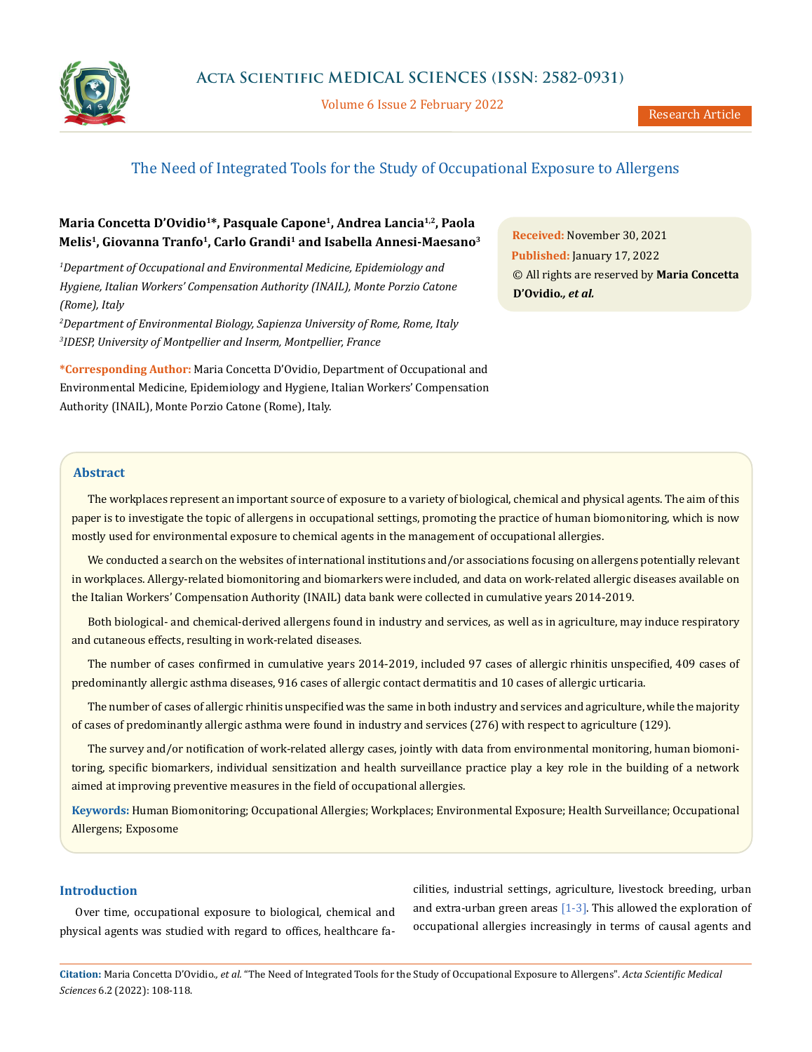# The Need of Integrated Tools for the Study of Occupational Exposure to Allergens

**Maria Concetta D'Ovidio[1]\*, Pasquale Capone[1], Andrea Lancia[1,2], Paola Melis[1], Giovanna Tranfo[1], Carlo Grandi[1] and Isabella Annesi-Maesano[3]**

*[1]Department of Occupational and Environmental Medicine, Epidemiology and Hygiene, Italian Workers' Compensation Authority (INAIL), Monte Porzio Catone (Rome), Italy*

*[2]Department of Environmental Biology, Sapienza University of Rome, Rome, Italy*

*[3]IDESP, University of Montpellier and Inserm, Montpellier, France*

**\*Corresponding Author:** Maria Concetta D'Ovidio, Department of Occupational and Environmental Medicine, Epidemiology and Hygiene, Italian Workers' Compensation Authority (INAIL), Monte Porzio Catone (Rome), Italy.

**Received:** November 30, 2021
**Published:** January 17, 2022
© All rights are reserved by **Maria Concetta D'Ovidio., *et al.***

## Abstract

The workplaces represent an important source of exposure to a variety of biological, chemical and physical agents. The aim of this paper is to investigate the topic of allergens in occupational settings, promoting the practice of human biomonitoring, which is now mostly used for environmental exposure to chemical agents in the management of occupational allergies.

We conducted a search on the websites of international institutions and/or associations focusing on allergens potentially relevant in workplaces. Allergy-related biomonitoring and biomarkers were included, and data on work-related allergic diseases available on the Italian Workers' Compensation Authority (INAIL) data bank were collected in cumulative years 2014-2019.

Both biological- and chemical-derived allergens found in industry and services, as well as in agriculture, may induce respiratory and cutaneous effects, resulting in work-related diseases.

The number of cases confirmed in cumulative years 2014-2019, included 97 cases of allergic rhinitis unspecified, 409 cases of predominantly allergic asthma diseases, 916 cases of allergic contact dermatitis and 10 cases of allergic urticaria.

The number of cases of allergic rhinitis unspecified was the same in both industry and services and agriculture, while the majority of cases of predominantly allergic asthma were found in industry and services (276) with respect to agriculture (129).

The survey and/or notification of work-related allergy cases, jointly with data from environmental monitoring, human biomonitoring, specific biomarkers, individual sensitization and health surveillance practice play a key role in the building of a network aimed at improving preventive measures in the field of occupational allergies.

**Keywords:** Human Biomonitoring; Occupational Allergies; Workplaces; Environmental Exposure; Health Surveillance; Occupational Allergens; Exposome

## Introduction

Over time, occupational exposure to biological, chemical and physical agents was studied with regard to offices, healthcare facilities, industrial settings, agriculture, livestock breeding, urban and extra-urban green areas [1-3]. This allowed the exploration of occupational allergies increasingly in terms of causal agents and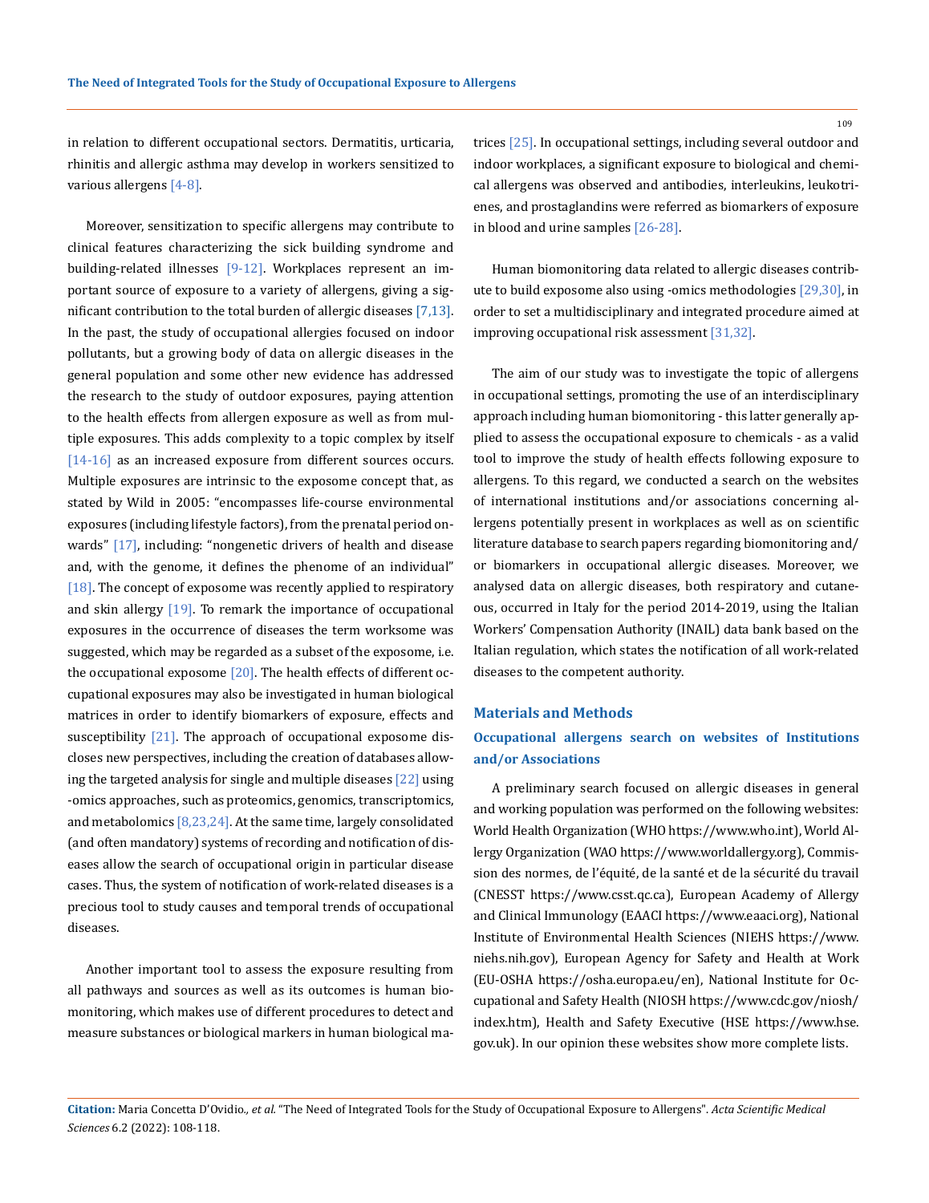in relation to different occupational sectors. Dermatitis, urticaria, rhinitis and allergic asthma may develop in workers sensitized to various allergens [4-8].

Moreover, sensitization to specific allergens may contribute to clinical features characterizing the sick building syndrome and building-related illnesses [9-12]. Workplaces represent an important source of exposure to a variety of allergens, giving a significant contribution to the total burden of allergic diseases [7,13]. In the past, the study of occupational allergies focused on indoor pollutants, but a growing body of data on allergic diseases in the general population and some other new evidence has addressed the research to the study of outdoor exposures, paying attention to the health effects from allergen exposure as well as from multiple exposures. This adds complexity to a topic complex by itself [14-16] as an increased exposure from different sources occurs. Multiple exposures are intrinsic to the exposome concept that, as stated by Wild in 2005: "encompasses life-course environmental exposures (including lifestyle factors), from the prenatal period onwards" [17], including: "nongenetic drivers of health and disease and, with the genome, it defines the phenome of an individual" [18]. The concept of exposome was recently applied to respiratory and skin allergy [19]. To remark the importance of occupational exposures in the occurrence of diseases the term worksome was suggested, which may be regarded as a subset of the exposome, i.e. the occupational exposome [20]. The health effects of different occupational exposures may also be investigated in human biological matrices in order to identify biomarkers of exposure, effects and susceptibility [21]. The approach of occupational exposome discloses new perspectives, including the creation of databases allowing the targeted analysis for single and multiple diseases [22] using -omics approaches, such as proteomics, genomics, transcriptomics, and metabolomics [8,23,24]. At the same time, largely consolidated (and often mandatory) systems of recording and notification of diseases allow the search of occupational origin in particular disease cases. Thus, the system of notification of work-related diseases is a precious tool to study causes and temporal trends of occupational diseases.

Another important tool to assess the exposure resulting from all pathways and sources as well as its outcomes is human biomonitoring, which makes use of different procedures to detect and measure substances or biological markers in human biological matrices [25]. In occupational settings, including several outdoor and indoor workplaces, a significant exposure to biological and chemical allergens was observed and antibodies, interleukins, leukotrienes, and prostaglandins were referred as biomarkers of exposure in blood and urine samples [26-28].

Human biomonitoring data related to allergic diseases contribute to build exposome also using -omics methodologies [29,30], in order to set a multidisciplinary and integrated procedure aimed at improving occupational risk assessment [31,32].

The aim of our study was to investigate the topic of allergens in occupational settings, promoting the use of an interdisciplinary approach including human biomonitoring - this latter generally applied to assess the occupational exposure to chemicals - as a valid tool to improve the study of health effects following exposure to allergens. To this regard, we conducted a search on the websites of international institutions and/or associations concerning allergens potentially present in workplaces as well as on scientific literature database to search papers regarding biomonitoring and/or biomarkers in occupational allergic diseases. Moreover, we analysed data on allergic diseases, both respiratory and cutaneous, occurred in Italy for the period 2014-2019, using the Italian Workers' Compensation Authority (INAIL) data bank based on the Italian regulation, which states the notification of all work-related diseases to the competent authority.

## Materials and Methods

### Occupational allergens search on websites of Institutions and/or Associations

A preliminary search focused on allergic diseases in general and working population was performed on the following websites: World Health Organization (WHO https://www.who.int), World Allergy Organization (WAO https://www.worldallergy.org), Commission des normes, de l'équité, de la santé et de la sécurité du travail (CNESST https://www.csst.qc.ca), European Academy of Allergy and Clinical Immunology (EAACI https://www.eaaci.org), National Institute of Environmental Health Sciences (NIEHS https://www.niehs.nih.gov), European Agency for Safety and Health at Work (EU-OSHA https://osha.europa.eu/en), National Institute for Occupational and Safety Health (NIOSH https://www.cdc.gov/niosh/index.htm), Health and Safety Executive (HSE https://www.hse.gov.uk). In our opinion these websites show more complete lists.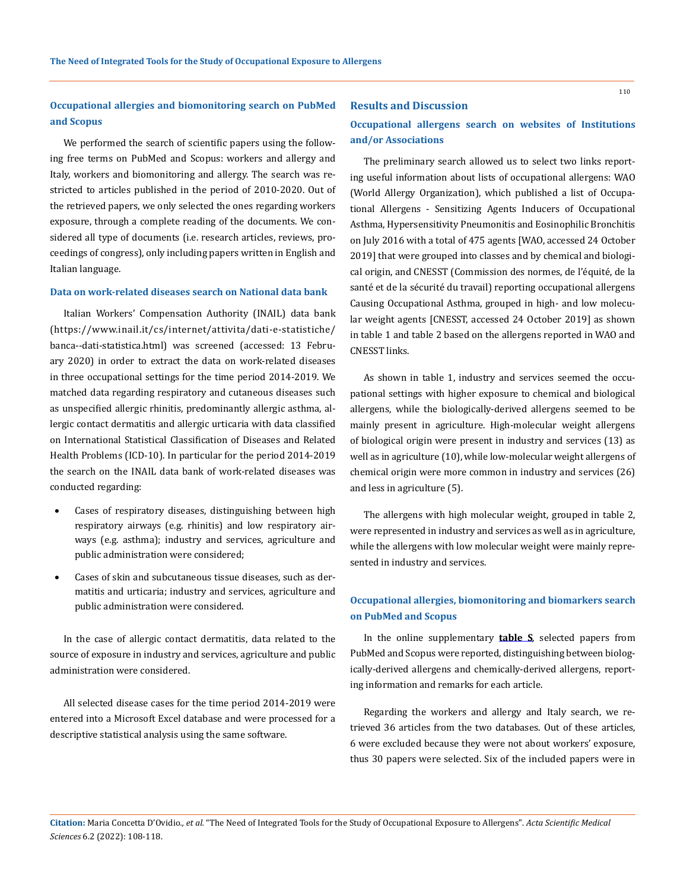### Occupational allergies and biomonitoring search on PubMed and Scopus

We performed the search of scientific papers using the following free terms on PubMed and Scopus: workers and allergy and Italy, workers and biomonitoring and allergy. The search was restricted to articles published in the period of 2010-2020. Out of the retrieved papers, we only selected the ones regarding workers exposure, through a complete reading of the documents. We considered all type of documents (i.e. research articles, reviews, proceedings of congress), only including papers written in English and Italian language.

#### Data on work-related diseases search on National data bank

Italian Workers' Compensation Authority (INAIL) data bank (https://www.inail.it/cs/internet/attivita/dati-e-statistiche/banca--dati-statistica.html) was screened (accessed: 13 February 2020) in order to extract the data on work-related diseases in three occupational settings for the time period 2014-2019. We matched data regarding respiratory and cutaneous diseases such as unspecified allergic rhinitis, predominantly allergic asthma, allergic contact dermatitis and allergic urticaria with data classified on International Statistical Classification of Diseases and Related Health Problems (ICD-10). In particular for the period 2014-2019 the search on the INAIL data bank of work-related diseases was conducted regarding:

- Cases of respiratory diseases, distinguishing between high respiratory airways (e.g. rhinitis) and low respiratory airways (e.g. asthma); industry and services, agriculture and public administration were considered;
- Cases of skin and subcutaneous tissue diseases, such as dermatitis and urticaria; industry and services, agriculture and public administration were considered.

In the case of allergic contact dermatitis, data related to the source of exposure in industry and services, agriculture and public administration were considered.

All selected disease cases for the time period 2014-2019 were entered into a Microsoft Excel database and were processed for a descriptive statistical analysis using the same software.

## Results and Discussion

### Occupational allergens search on websites of Institutions and/or Associations

The preliminary search allowed us to select two links reporting useful information about lists of occupational allergens: WAO (World Allergy Organization), which published a list of Occupational Allergens - Sensitizing Agents Inducers of Occupational Asthma, Hypersensitivity Pneumonitis and Eosinophilic Bronchitis on July 2016 with a total of 475 agents [WAO, accessed 24 October 2019] that were grouped into classes and by chemical and biological origin, and CNESST (Commission des normes, de l'équité, de la santé et de la sécurité du travail) reporting occupational allergens Causing Occupational Asthma, grouped in high- and low molecular weight agents [CNESST, accessed 24 October 2019] as shown in table 1 and table 2 based on the allergens reported in WAO and CNESST links.

As shown in table 1, industry and services seemed the occupational settings with higher exposure to chemical and biological allergens, while the biologically-derived allergens seemed to be mainly present in agriculture. High-molecular weight allergens of biological origin were present in industry and services (13) as well as in agriculture (10), while low-molecular weight allergens of chemical origin were more common in industry and services (26) and less in agriculture (5).

The allergens with high molecular weight, grouped in table 2, were represented in industry and services as well as in agriculture, while the allergens with low molecular weight were mainly represented in industry and services.

### Occupational allergies, biomonitoring and biomarkers search on PubMed and Scopus

In the online supplementary **table S**, selected papers from PubMed and Scopus were reported, distinguishing between biologically-derived allergens and chemically-derived allergens, reporting information and remarks for each article.

Regarding the workers and allergy and Italy search, we retrieved 36 articles from the two databases. Out of these articles, 6 were excluded because they were not about workers' exposure, thus 30 papers were selected. Six of the included papers were in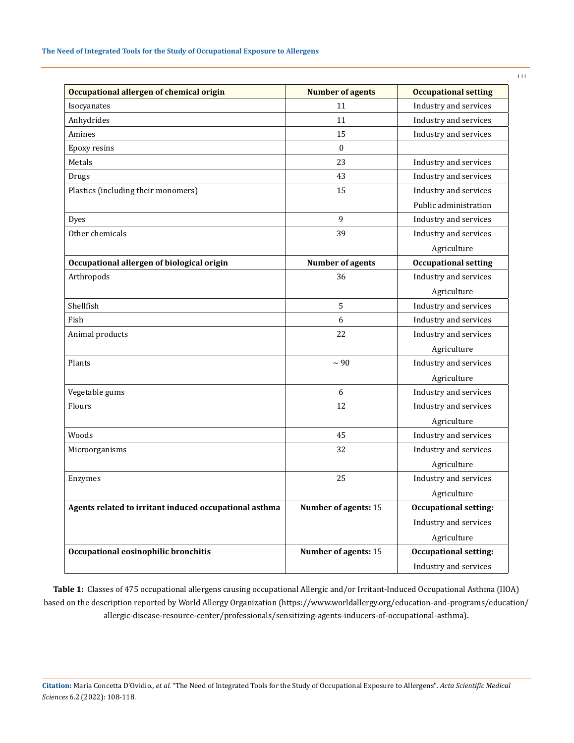| Occupational allergen of chemical origin | Number of agents | Occupational setting |
|---|---|---|
| Isocyanates | 11 | Industry and services |
| Anhydrides | 11 | Industry and services |
| Amines | 15 | Industry and services |
| Epoxy resins | 0 | |
| Metals | 23 | Industry and services |
| Drugs | 43 | Industry and services |
| Plastics (including their monomers) | 15 | Industry and services<br>Public administration |
| Dyes | 9 | Industry and services |
| Other chemicals | 39 | Industry and services<br>Agriculture |
| **Occupational allergen of biological origin** | **Number of agents** | **Occupational setting** |
| Arthropods | 36 | Industry and services<br>Agriculture |
| Shellfish | 5 | Industry and services |
| Fish | 6 | Industry and services |
| Animal products | 22 | Industry and services<br>Agriculture |
| Plants | ~ 90 | Industry and services<br>Agriculture |
| Vegetable gums | 6 | Industry and services |
| Flours | 12 | Industry and services<br>Agriculture |
| Woods | 45 | Industry and services |
| Microorganisms | 32 | Industry and services<br>Agriculture |
| Enzymes | 25 | Industry and services<br>Agriculture |
| **Agents related to irritant induced occupational asthma** | **Number of agents:** 15 | **Occupational setting:**<br>Industry and services<br>Agriculture |
| **Occupational eosinophilic bronchitis** | **Number of agents:** 15 | **Occupational setting:**<br>Industry and services |

**Table 1:** Classes of 475 occupational allergens causing occupational Allergic and/or Irritant-Induced Occupational Asthma (IIOA) based on the description reported by World Allergy Organization (https://www.worldallergy.org/education-and-programs/education/allergic-disease-resource-center/professionals/sensitizing-agents-inducers-of-occupational-asthma).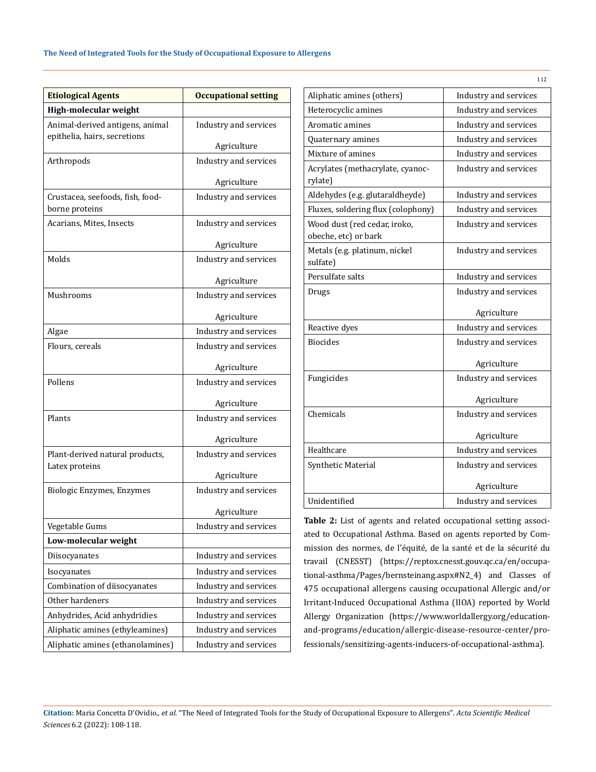| Etiological Agents | Occupational setting |
|---|---|
| **High-molecular weight** | |
| Animal-derived antigens, animal epithelia, hairs, secretions | Industry and services<br>Agriculture |
| Arthropods | Industry and services<br>Agriculture |
| Crustacea, seefoods, fish, food-borne proteins | Industry and services |
| Acarians, Mites, Insects | Industry and services<br>Agriculture |
| Molds | Industry and services<br>Agriculture |
| Mushrooms | Industry and services<br>Agriculture |
| Algae | Industry and services |
| Flours, cereals | Industry and services<br>Agriculture |
| Pollens | Industry and services<br>Agriculture |
| Plants | Industry and services<br>Agriculture |
| Plant-derived natural products, Latex proteins | Industry and services<br>Agriculture |
| Biologic Enzymes, Enzymes | Industry and services<br>Agriculture |
| Vegetable Gums | Industry and services |
| **Low-molecular weight** | |
| Diisocyanates | Industry and services |
| Isocyanates | Industry and services |
| Combination of diisocyanates | Industry and services |
| Other hardeners | Industry and services |
| Anhydrides, Acid anhydridies | Industry and services |
| Aliphatic amines (ethyleamines) | Industry and services |
| Aliphatic amines (ethanolamines) | Industry and services |
| Aliphatic amines (others) | Industry and services |
| Heterocyclic amines | Industry and services |
| Aromatic amines | Industry and services |
| Quaternary amines | Industry and services |
| Mixture of amines | Industry and services |
| Acrylates (methacrylate, cyanoc-rylate) | Industry and services |
| Aldehydes (e.g. glutaraldheyde) | Industry and services |
| Fluxes, soldering flux (colophony) | Industry and services |
| Wood dust (red cedar, iroko, obeche, etc) or bark | Industry and services |
| Metals (e.g. platinum, nickel sulfate) | Industry and services |
| Persulfate salts | Industry and services |
| Drugs | Industry and services<br>Agriculture |
| Reactive dyes | Industry and services |
| Biocides | Industry and services<br>Agriculture |
| Fungicides | Industry and services<br>Agriculture |
| Chemicals | Industry and services<br>Agriculture |
| Healthcare | Industry and services |
| Synthetic Material | Industry and services<br>Agriculture |
| Unidentified | Industry and services |

**Table 2:** List of agents and related occupational setting associated to Occupational Asthma. Based on agents reported by Commission des normes, de l'équité, de la santé et de la sécurité du travail (CNESST) (https://reptox.cnesst.gouv.qc.ca/en/occupational-asthma/Pages/bernsteinang.aspx#N2_4) and Classes of 475 occupational allergens causing occupational Allergic and/or Irritant-Induced Occupational Asthma (IIOA) reported by World Allergy Organization (https://www.worldallergy.org/education-and-programs/education/allergic-disease-resource-center/professionals/sensitizing-agents-inducers-of-occupational-asthma).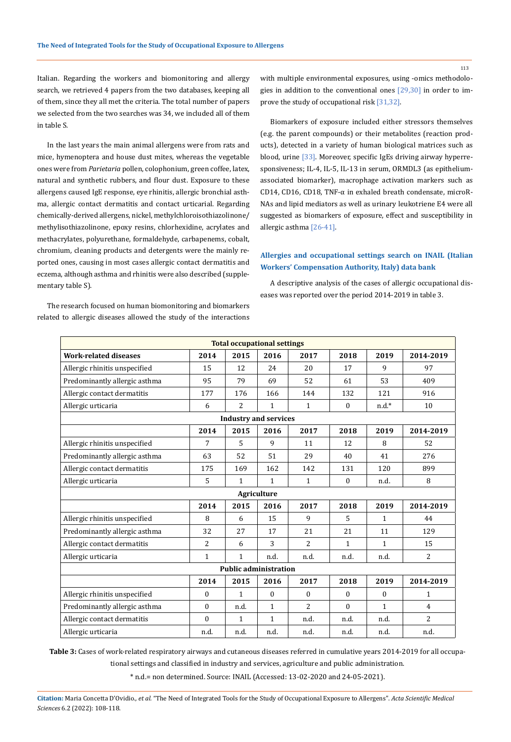Italian. Regarding the workers and biomonitoring and allergy search, we retrieved 4 papers from the two databases, keeping all of them, since they all met the criteria. The total number of papers we selected from the two searches was 34, we included all of them in table S.

In the last years the main animal allergens were from rats and mice, hymenoptera and house dust mites, whereas the vegetable ones were from *Parietaria* pollen, colophonium, green coffee, latex, natural and synthetic rubbers, and flour dust. Exposure to these allergens caused IgE response, eye rhinitis, allergic bronchial asthma, allergic contact dermatitis and contact urticarial. Regarding chemically-derived allergens, nickel, methylchloroisothiazolinone/methylisothiazolinone, epoxy resins, chlorhexidine, acrylates and methacrylates, polyurethane, formaldehyde, carbapenems, cobalt, chromium, cleaning products and detergents were the mainly reported ones, causing in most cases allergic contact dermatitis and eczema, although asthma and rhinitis were also described (supplementary table S).

The research focused on human biomonitoring and biomarkers related to allergic diseases allowed the study of the interactions with multiple environmental exposures, using -omics methodologies in addition to the conventional ones [29,30] in order to improve the study of occupational risk [31,32].

Biomarkers of exposure included either stressors themselves (e.g. the parent compounds) or their metabolites (reaction products), detected in a variety of human biological matrices such as blood, urine [33]. Moreover, specific IgEs driving airway hyperresponsiveness; IL-4, IL-5, IL-13 in serum, ORMDL3 (as epithelium-associated biomarker), macrophage activation markers such as CD14, CD16, CD18, TNF-α in exhaled breath condensate, microRNAs and lipid mediators as well as urinary leukotriene E4 were all suggested as biomarkers of exposure, effect and susceptibility in allergic asthma [26-41].

## Allergies and occupational settings search on INAIL (Italian Workers' Compensation Authority, Italy) data bank

A descriptive analysis of the cases of allergic occupational diseases was reported over the period 2014-2019 in table 3.

| Total occupational settings | | | | | | | |
|---|---|---|---|---|---|---|---|
| **Work-related diseases** | **2014** | **2015** | **2016** | **2017** | **2018** | **2019** | **2014-2019** |
| Allergic rhinitis unspecified | 15 | 12 | 24 | 20 | 17 | 9 | 97 |
| Predominantly allergic asthma | 95 | 79 | 69 | 52 | 61 | 53 | 409 |
| Allergic contact dermatitis | 177 | 176 | 166 | 144 | 132 | 121 | 916 |
| Allergic urticaria | 6 | 2 | 1 | 1 | 0 | n.d.* | 10 |
| **Industry and services** | | | | | | | |
| | **2014** | **2015** | **2016** | **2017** | **2018** | **2019** | **2014-2019** |
| Allergic rhinitis unspecified | 7 | 5 | 9 | 11 | 12 | 8 | 52 |
| Predominantly allergic asthma | 63 | 52 | 51 | 29 | 40 | 41 | 276 |
| Allergic contact dermatitis | 175 | 169 | 162 | 142 | 131 | 120 | 899 |
| Allergic urticaria | 5 | 1 | 1 | 1 | 0 | n.d. | 8 |
| **Agriculture** | | | | | | | |
| | **2014** | **2015** | **2016** | **2017** | **2018** | **2019** | **2014-2019** |
| Allergic rhinitis unspecified | 8 | 6 | 15 | 9 | 5 | 1 | 44 |
| Predominantly allergic asthma | 32 | 27 | 17 | 21 | 21 | 11 | 129 |
| Allergic contact dermatitis | 2 | 6 | 3 | 2 | 1 | 1 | 15 |
| Allergic urticaria | 1 | 1 | n.d. | n.d. | n.d. | n.d. | 2 |
| **Public administration** | | | | | | | |
| | **2014** | **2015** | **2016** | **2017** | **2018** | **2019** | **2014-2019** |
| Allergic rhinitis unspecified | 0 | 1 | 0 | 0 | 0 | 0 | 1 |
| Predominantly allergic asthma | 0 | n.d. | 1 | 2 | 0 | 1 | 4 |
| Allergic contact dermatitis | 0 | 1 | 1 | n.d. | n.d. | n.d. | 2 |
| Allergic urticaria | n.d. | n.d. | n.d. | n.d. | n.d. | n.d. | n.d. |

**Table 3:** Cases of work-related respiratory airways and cutaneous diseases referred in cumulative years 2014-2019 for all occupational settings and classified in industry and services, agriculture and public administration.

* n.d.= non determined. Source: INAIL (Accessed: 13-02-2020 and 24-05-2021).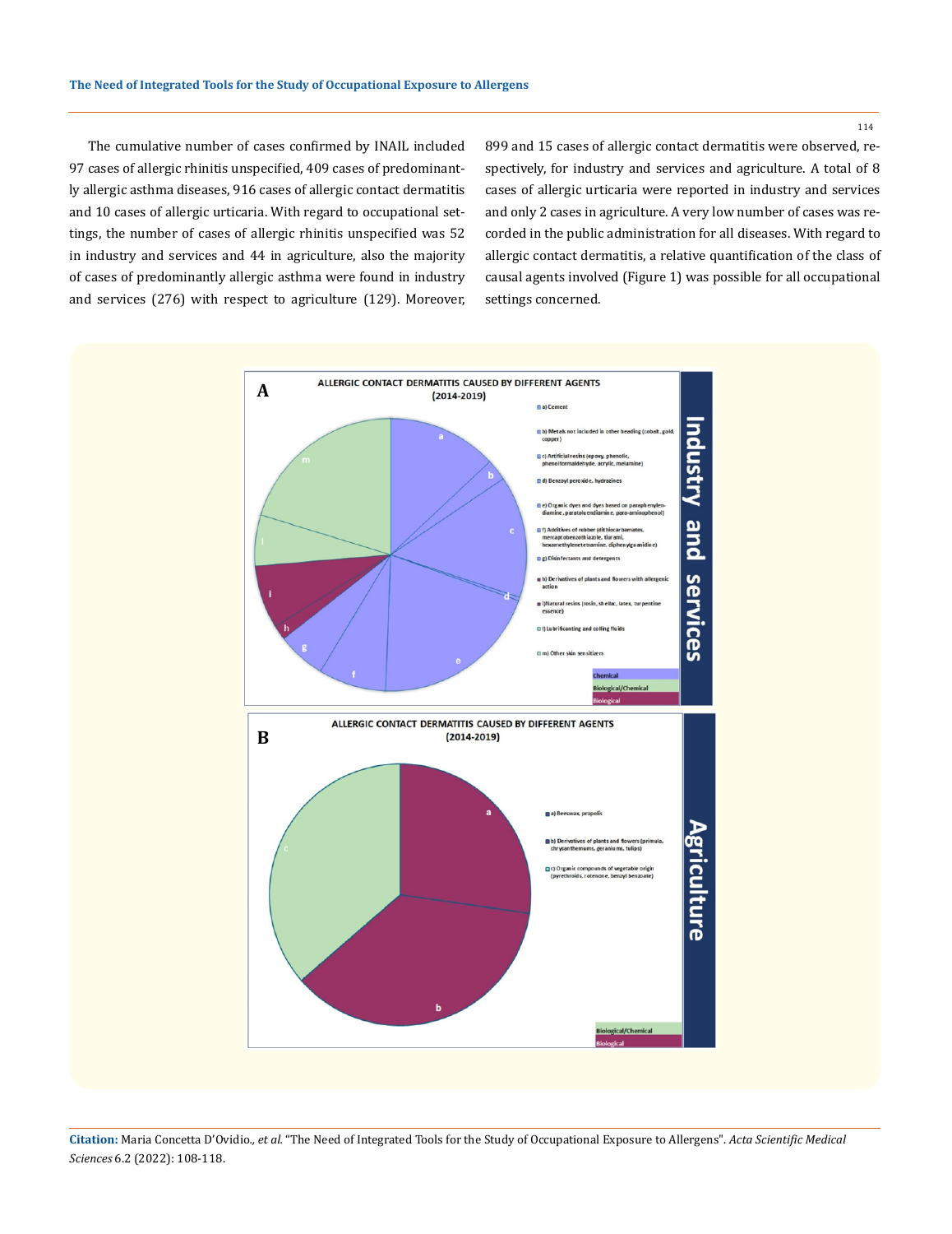The cumulative number of cases confirmed by INAIL included 97 cases of allergic rhinitis unspecified, 409 cases of predominantly allergic asthma diseases, 916 cases of allergic contact dermatitis and 10 cases of allergic urticaria. With regard to occupational settings, the number of cases of allergic rhinitis unspecified was 52 in industry and services and 44 in agriculture, also the majority of cases of predominantly allergic asthma were found in industry and services (276) with respect to agriculture (129). Moreover, 899 and 15 cases of allergic contact dermatitis were observed, respectively, for industry and services and agriculture. A total of 8 cases of allergic urticaria were reported in industry and services and only 2 cases in agriculture. A very low number of cases was recorded in the public administration for all diseases. With regard to allergic contact dermatitis, a relative quantification of the class of causal agents involved (Figure 1) was possible for all occupational settings concerned.

**A** — ALLERGIC CONTACT DERMATITIS CAUSED BY DIFFERENT AGENTS (2014-2019) — Industry and services

- a) Cement
- b) Metals not included in other heading (cobalt, gold, copper)
- c) Artificial resins (epoxy, phenolic, phenolformaldehyde, acrylic, melamine)
- d) Benzoyl peroxide, hydrazines
- e) Organic dyes and dyes based on paraphenylendiamine, paratoluendiamine, para-aminophenol)
- f) Additives of rubber (dithiocarbamates, mercaptobenzothiazole, tiurami, hexamethylenetetramine, diphenylguanidine)
- g) Disinfectants and detergents
- h) Derivatives of plants and flowers with allergenic action
- i) Natural resins (rosin, shellac, latex, turpentine essence)
- l) Lubrificanting and colling fluids
- m) Other skin sensitizers

Chemical; Biological/Chemical; Biological

**B** — ALLERGIC CONTACT DERMATITIS CAUSED BY DIFFERENT AGENTS (2014-2019) — Agriculture

- a) Beeswax, propolis
- b) Derivatives of plants and flowers (primula, chrysanthemums, geraniums, tulips)
- c) Organic compounds of vegetable origin (pyrethroids, rotenone, benzyl benzoate)

Biological/Chemical; Biological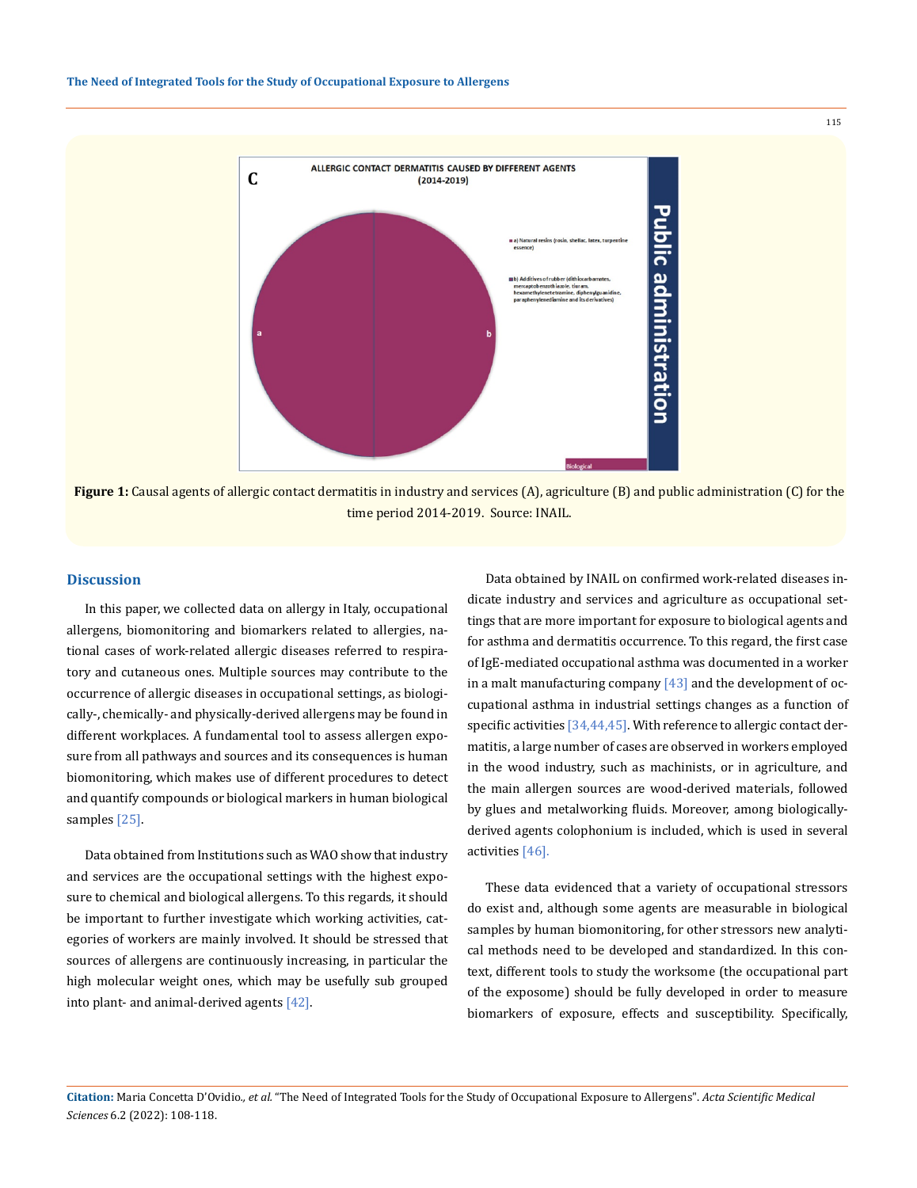**Figure 1:** Causal agents of allergic contact dermatitis in industry and services (A), agriculture (B) and public administration (C) for the time period 2014-2019. Source: INAIL.

## Discussion

In this paper, we collected data on allergy in Italy, occupational allergens, biomonitoring and biomarkers related to allergies, national cases of work-related allergic diseases referred to respiratory and cutaneous ones. Multiple sources may contribute to the occurrence of allergic diseases in occupational settings, as biologically-, chemically- and physically-derived allergens may be found in different workplaces. A fundamental tool to assess allergen exposure from all pathways and sources and its consequences is human biomonitoring, which makes use of different procedures to detect and quantify compounds or biological markers in human biological samples [25].

Data obtained from Institutions such as WAO show that industry and services are the occupational settings with the highest exposure to chemical and biological allergens. To this regards, it should be important to further investigate which working activities, categories of workers are mainly involved. It should be stressed that sources of allergens are continuously increasing, in particular the high molecular weight ones, which may be usefully sub grouped into plant- and animal-derived agents [42].

Data obtained by INAIL on confirmed work-related diseases indicate industry and services and agriculture as occupational settings that are more important for exposure to biological agents and for asthma and dermatitis occurrence. To this regard, the first case of IgE-mediated occupational asthma was documented in a worker in a malt manufacturing company [43] and the development of occupational asthma in industrial settings changes as a function of specific activities [34,44,45]. With reference to allergic contact dermatitis, a large number of cases are observed in workers employed in the wood industry, such as machinists, or in agriculture, and the main allergen sources are wood-derived materials, followed by glues and metalworking fluids. Moreover, among biologically-derived agents colophonium is included, which is used in several activities [46].

These data evidenced that a variety of occupational stressors do exist and, although some agents are measurable in biological samples by human biomonitoring, for other stressors new analytical methods need to be developed and standardized. In this context, different tools to study the worksome (the occupational part of the exposome) should be fully developed in order to measure biomarkers of exposure, effects and susceptibility. Specifically,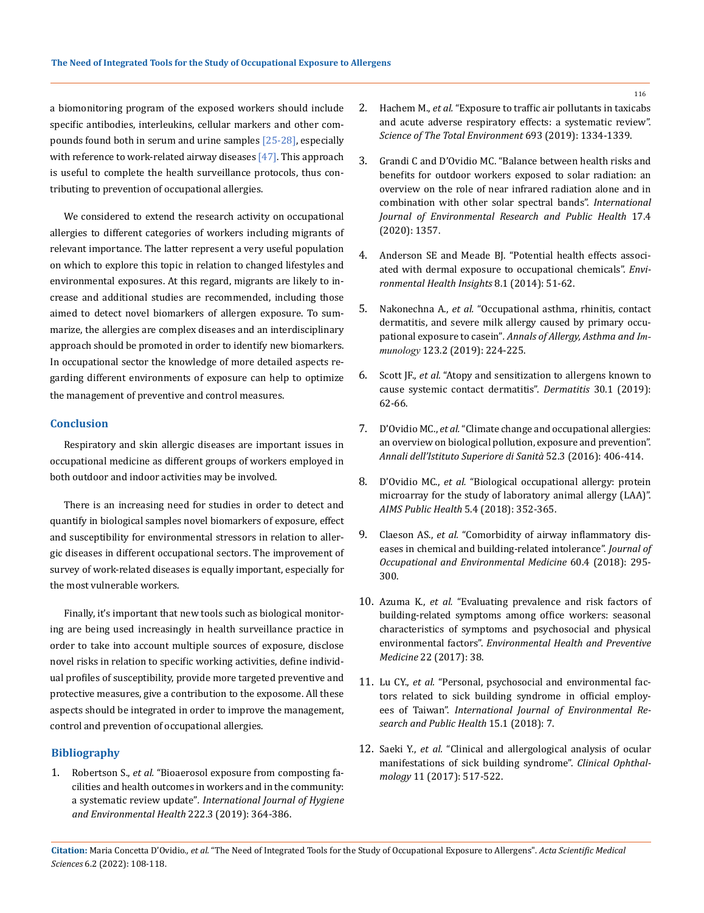a biomonitoring program of the exposed workers should include specific antibodies, interleukins, cellular markers and other compounds found both in serum and urine samples [25-28], especially with reference to work-related airway diseases [47]. This approach is useful to complete the health surveillance protocols, thus contributing to prevention of occupational allergies.

We considered to extend the research activity on occupational allergies to different categories of workers including migrants of relevant importance. The latter represent a very useful population on which to explore this topic in relation to changed lifestyles and environmental exposures. At this regard, migrants are likely to increase and additional studies are recommended, including those aimed to detect novel biomarkers of allergen exposure. To summarize, the allergies are complex diseases and an interdisciplinary approach should be promoted in order to identify new biomarkers. In occupational sector the knowledge of more detailed aspects regarding different environments of exposure can help to optimize the management of preventive and control measures.

## Conclusion

Respiratory and skin allergic diseases are important issues in occupational medicine as different groups of workers employed in both outdoor and indoor activities may be involved.

There is an increasing need for studies in order to detect and quantify in biological samples novel biomarkers of exposure, effect and susceptibility for environmental stressors in relation to allergic diseases in different occupational sectors. The improvement of survey of work-related diseases is equally important, especially for the most vulnerable workers.

Finally, it's important that new tools such as biological monitoring are being used increasingly in health surveillance practice in order to take into account multiple sources of exposure, disclose novel risks in relation to specific working activities, define individual profiles of susceptibility, provide more targeted preventive and protective measures, give a contribution to the exposome. All these aspects should be integrated in order to improve the management, control and prevention of occupational allergies.

## Bibliography

1. Robertson S., *et al.* "Bioaerosol exposure from composting facilities and health outcomes in workers and in the community: a systematic review update". *International Journal of Hygiene and Environmental Health* 222.3 (2019): 364-386.
2. Hachem M., *et al.* "Exposure to traffic air pollutants in taxicabs and acute adverse respiratory effects: a systematic review". *Science of The Total Environment* 693 (2019): 1334-1339.
3. Grandi C and D'Ovidio MC. "Balance between health risks and benefits for outdoor workers exposed to solar radiation: an overview on the role of near infrared radiation alone and in combination with other solar spectral bands". *International Journal of Environmental Research and Public Health* 17.4 (2020): 1357.
4. Anderson SE and Meade BJ. "Potential health effects associated with dermal exposure to occupational chemicals". *Environmental Health Insights* 8.1 (2014): 51-62.
5. Nakonechna A., *et al.* "Occupational asthma, rhinitis, contact dermatitis, and severe milk allergy caused by primary occupational exposure to casein". *Annals of Allergy, Asthma and Immunology* 123.2 (2019): 224-225.
6. Scott JF., *et al.* "Atopy and sensitization to allergens known to cause systemic contact dermatitis". *Dermatitis* 30.1 (2019): 62-66.
7. D'Ovidio MC., *et al.* "Climate change and occupational allergies: an overview on biological pollution, exposure and prevention". *Annali dell'Istituto Superiore di Sanità* 52.3 (2016): 406-414.
8. D'Ovidio MC., *et al.* "Biological occupational allergy: protein microarray for the study of laboratory animal allergy (LAA)". *AIMS Public Health* 5.4 (2018): 352-365.
9. Claeson AS., *et al.* "Comorbidity of airway inflammatory diseases in chemical and building-related intolerance". *Journal of Occupational and Environmental Medicine* 60.4 (2018): 295-300.
10. Azuma K., *et al.* "Evaluating prevalence and risk factors of building-related symptoms among office workers: seasonal characteristics of symptoms and psychosocial and physical environmental factors". *Environmental Health and Preventive Medicine* 22 (2017): 38.
11. Lu CY., *et al.* "Personal, psychosocial and environmental factors related to sick building syndrome in official employees of Taiwan". *International Journal of Environmental Research and Public Health* 15.1 (2018): 7.
12. Saeki Y., *et al.* "Clinical and allergological analysis of ocular manifestations of sick building syndrome". *Clinical Ophthalmology* 11 (2017): 517-522.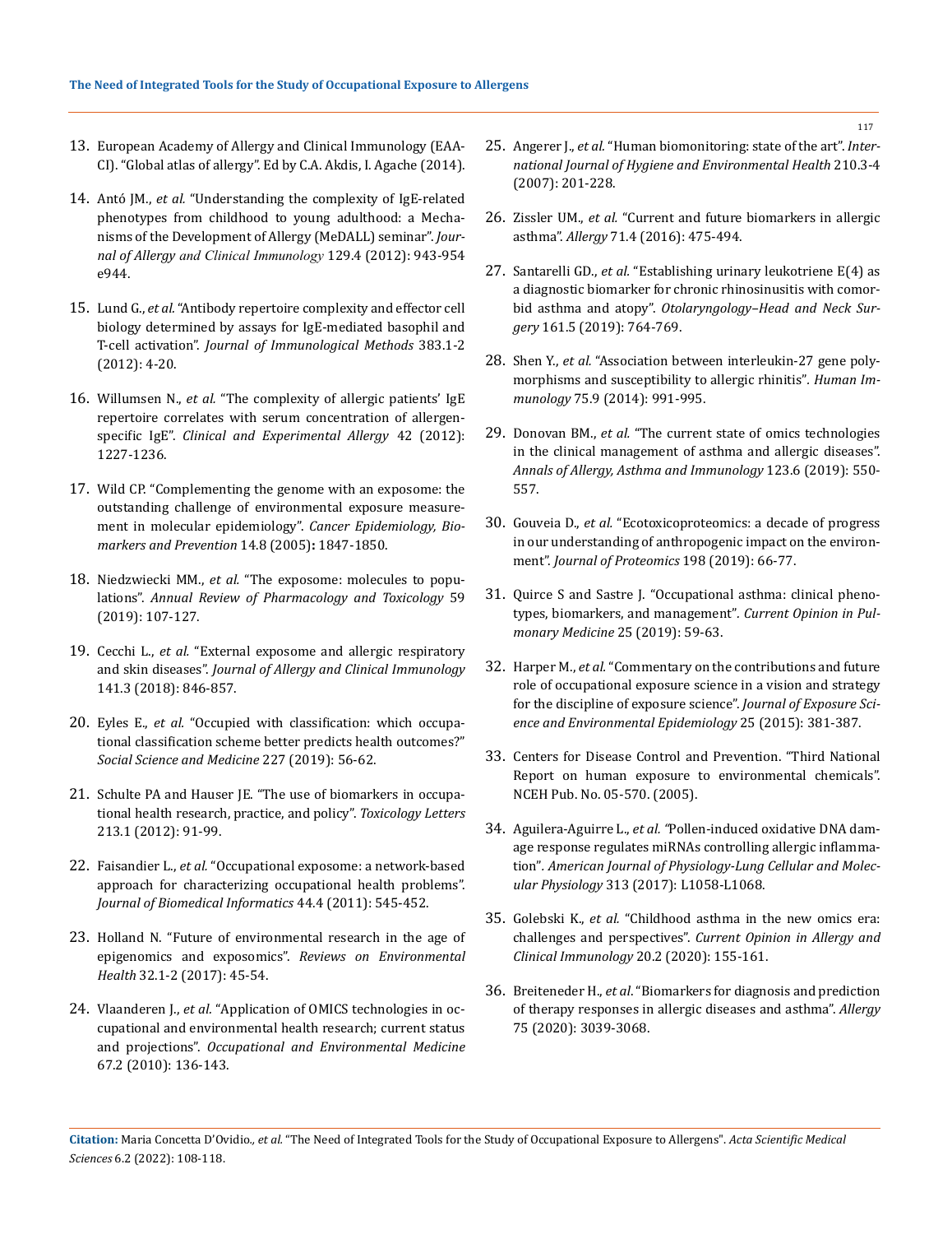13. European Academy of Allergy and Clinical Immunology (EAACI). "Global atlas of allergy". Ed by C.A. Akdis, I. Agache (2014).

14. Antó JM., *et al.* "Understanding the complexity of IgE-related phenotypes from childhood to young adulthood: a Mechanisms of the Development of Allergy (MeDALL) seminar". *Journal of Allergy and Clinical Immunology* 129.4 (2012): 943-954 e944.

15. Lund G., *et al.* "Antibody repertoire complexity and effector cell biology determined by assays for IgE-mediated basophil and T-cell activation". *Journal of Immunological Methods* 383.1-2 (2012): 4-20.

16. Willumsen N., *et al.* "The complexity of allergic patients' IgE repertoire correlates with serum concentration of allergen-specific IgE". *Clinical and Experimental Allergy* 42 (2012): 1227-1236.

17. Wild CP. "Complementing the genome with an exposome: the outstanding challenge of environmental exposure measurement in molecular epidemiology". *Cancer Epidemiology, Biomarkers and Prevention* 14.8 (2005): 1847-1850.

18. Niedzwiecki MM., *et al.* "The exposome: molecules to populations". *Annual Review of Pharmacology and Toxicology* 59 (2019): 107-127.

19. Cecchi L., *et al.* "External exposome and allergic respiratory and skin diseases". *Journal of Allergy and Clinical Immunology* 141.3 (2018): 846-857.

20. Eyles E., *et al.* "Occupied with classification: which occupational classification scheme better predicts health outcomes?" *Social Science and Medicine* 227 (2019): 56-62.

21. Schulte PA and Hauser JE. "The use of biomarkers in occupational health research, practice, and policy". *Toxicology Letters* 213.1 (2012): 91-99.

22. Faisandier L., *et al.* "Occupational exposome: a network-based approach for characterizing occupational health problems". *Journal of Biomedical Informatics* 44.4 (2011): 545-452.

23. Holland N. "Future of environmental research in the age of epigenomics and exposomics". *Reviews on Environmental Health* 32.1-2 (2017): 45-54.

24. Vlaanderen J., *et al.* "Application of OMICS technologies in occupational and environmental health research; current status and projections". *Occupational and Environmental Medicine* 67.2 (2010): 136-143.

25. Angerer J., *et al.* "Human biomonitoring: state of the art". *International Journal of Hygiene and Environmental Health* 210.3-4 (2007): 201-228.

26. Zissler UM., *et al.* "Current and future biomarkers in allergic asthma". *Allergy* 71.4 (2016): 475-494.

27. Santarelli GD., *et al.* "Establishing urinary leukotriene E(4) as a diagnostic biomarker for chronic rhinosinusitis with comorbid asthma and atopy". *Otolaryngology–Head and Neck Surgery* 161.5 (2019): 764-769.

28. Shen Y., *et al.* "Association between interleukin-27 gene polymorphisms and susceptibility to allergic rhinitis". *Human Immunology* 75.9 (2014): 991-995.

29. Donovan BM., *et al.* "The current state of omics technologies in the clinical management of asthma and allergic diseases". *Annals of Allergy, Asthma and Immunology* 123.6 (2019): 550-557.

30. Gouveia D., *et al.* "Ecotoxicoproteomics: a decade of progress in our understanding of anthropogenic impact on the environment". *Journal of Proteomics* 198 (2019): 66-77.

31. Quirce S and Sastre J. "Occupational asthma: clinical phenotypes, biomarkers, and management". *Current Opinion in Pulmonary Medicine* 25 (2019): 59-63.

32. Harper M., *et al.* "Commentary on the contributions and future role of occupational exposure science in a vision and strategy for the discipline of exposure science". *Journal of Exposure Science and Environmental Epidemiology* 25 (2015): 381-387.

33. Centers for Disease Control and Prevention. "Third National Report on human exposure to environmental chemicals". NCEH Pub. No. 05-570. (2005).

34. Aguilera-Aguirre L., *et al.* "Pollen-induced oxidative DNA damage response regulates miRNAs controlling allergic inflammation". *American Journal of Physiology-Lung Cellular and Molecular Physiology* 313 (2017): L1058-L1068.

35. Golebski K., *et al.* "Childhood asthma in the new omics era: challenges and perspectives". *Current Opinion in Allergy and Clinical Immunology* 20.2 (2020): 155-161.

36. Breiteneder H., *et al.* "Biomarkers for diagnosis and prediction of therapy responses in allergic diseases and asthma". *Allergy* 75 (2020): 3039-3068.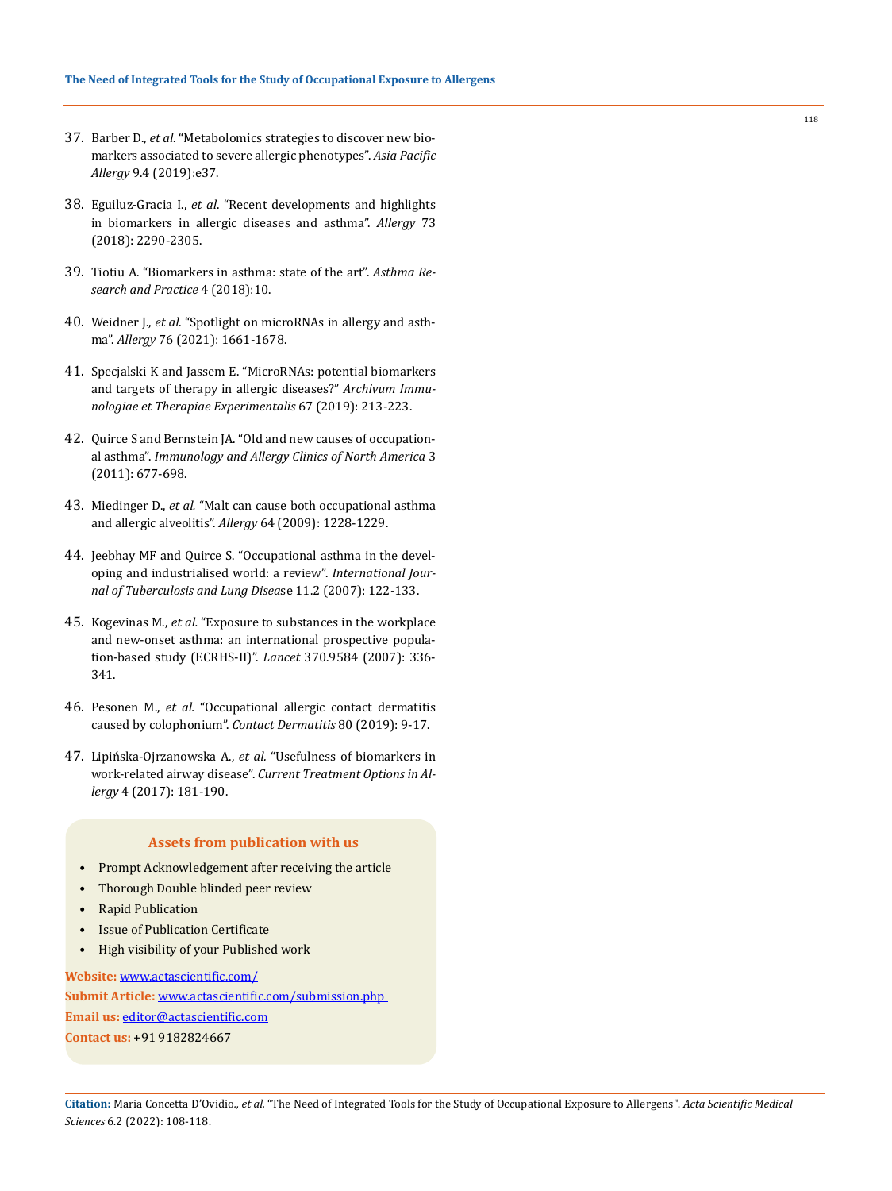37. Barber D., *et al*. "Metabolomics strategies to discover new biomarkers associated to severe allergic phenotypes". *Asia Pacific Allergy* 9.4 (2019):e37.

38. Eguiluz-Gracia I., *et al*. "Recent developments and highlights in biomarkers in allergic diseases and asthma". *Allergy* 73 (2018): 2290-2305.

39. Tiotiu A. "Biomarkers in asthma: state of the art". *Asthma Research and Practice* 4 (2018):10.

40. Weidner J., *et al.* "Spotlight on microRNAs in allergy and asthma". *Allergy* 76 (2021): 1661-1678.

41. Specjalski K and Jassem E. "MicroRNAs: potential biomarkers and targets of therapy in allergic diseases?" *Archivum Immunologiae et Therapiae Experimentalis* 67 (2019): 213-223.

42. Quirce S and Bernstein JA. "Old and new causes of occupational asthma". *Immunology and Allergy Clinics of North America* 3 (2011): 677-698.

43. Miedinger D., *et al.* "Malt can cause both occupational asthma and allergic alveolitis". *Allergy* 64 (2009): 1228-1229.

44. Jeebhay MF and Quirce S. "Occupational asthma in the developing and industrialised world: a review". *International Journal of Tuberculosis and Lung Disease* 11.2 (2007): 122-133.

45. Kogevinas M., *et al.* "Exposure to substances in the workplace and new-onset asthma: an international prospective population-based study (ECRHS-II)". *Lancet* 370.9584 (2007): 336-341.

46. Pesonen M., *et al.* "Occupational allergic contact dermatitis caused by colophonium". *Contact Dermatitis* 80 (2019): 9-17.

47. Lipińska-Ojrzanowska A., *et al.* "Usefulness of biomarkers in work-related airway disease". *Current Treatment Options in Allergy* 4 (2017): 181-190.

**Assets from publication with us**

- Prompt Acknowledgement after receiving the article
- Thorough Double blinded peer review
- Rapid Publication
- Issue of Publication Certificate
- High visibility of your Published work

**Website:** www.actascientific.com/
**Submit Article:** www.actascientific.com/submission.php
**Email us:** editor@actascientific.com
**Contact us:** +91 9182824667